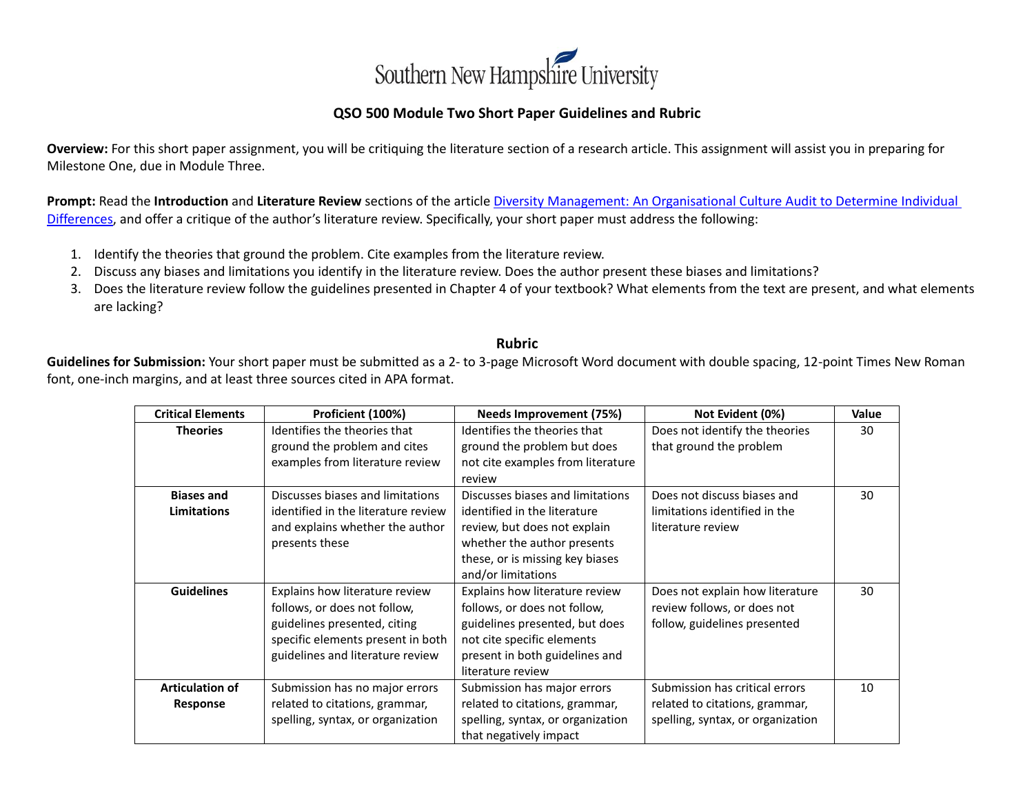Southern New Hampshire University

# QSO 500 Module Two Short Paper Guidelines and Rubric

**Overview:** For this short paper assignment, you will be critiquing the literature section of a research article. This assignment will assist you in preparing for Milestone One, due in Module Three.

**Prompt:** Read the **Introduction** and **Literature Review** sections of the article [Diversity Management: An Organisational Culture Audit to Determine Individual Differences](), and offer a critique of the author's literature review. Specifically, your short paper must address the following:

1. Identify the theories that ground the problem. Cite examples from the literature review.
2. Discuss any biases and limitations you identify in the literature review. Does the author present these biases and limitations?
3. Does the literature review follow the guidelines presented in Chapter 4 of your textbook? What elements from the text are present, and what elements are lacking?

## Rubric

**Guidelines for Submission:** Your short paper must be submitted as a 2- to 3-page Microsoft Word document with double spacing, 12-point Times New Roman font, one-inch margins, and at least three sources cited in APA format.

| Critical Elements | Proficient (100%) | Needs Improvement (75%) | Not Evident (0%) | Value |
|---|---|---|---|---|
| **Theories** | Identifies the theories that ground the problem and cites examples from literature review | Identifies the theories that ground the problem but does not cite examples from literature review | Does not identify the theories that ground the problem | 30 |
| **Biases and Limitations** | Discusses biases and limitations identified in the literature review and explains whether the author presents these | Discusses biases and limitations identified in the literature review, but does not explain whether the author presents these, or is missing key biases and/or limitations | Does not discuss biases and limitations identified in the literature review | 30 |
| **Guidelines** | Explains how literature review follows, or does not follow, guidelines presented, citing specific elements present in both guidelines and literature review | Explains how literature review follows, or does not follow, guidelines presented, but does not cite specific elements present in both guidelines and literature review | Does not explain how literature review follows, or does not follow, guidelines presented | 30 |
| **Articulation of Response** | Submission has no major errors related to citations, grammar, spelling, syntax, or organization | Submission has major errors related to citations, grammar, spelling, syntax, or organization that negatively impact | Submission has critical errors related to citations, grammar, spelling, syntax, or organization | 10 |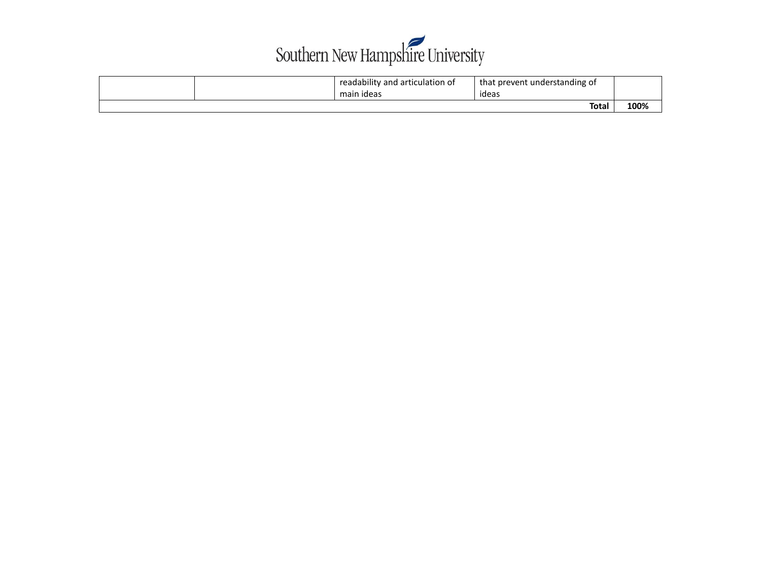| | | | | |
|---|---|---|---|---|
| | | readability and articulation of main ideas | that prevent understanding of ideas | |
| | | | **Total** | **100%** |